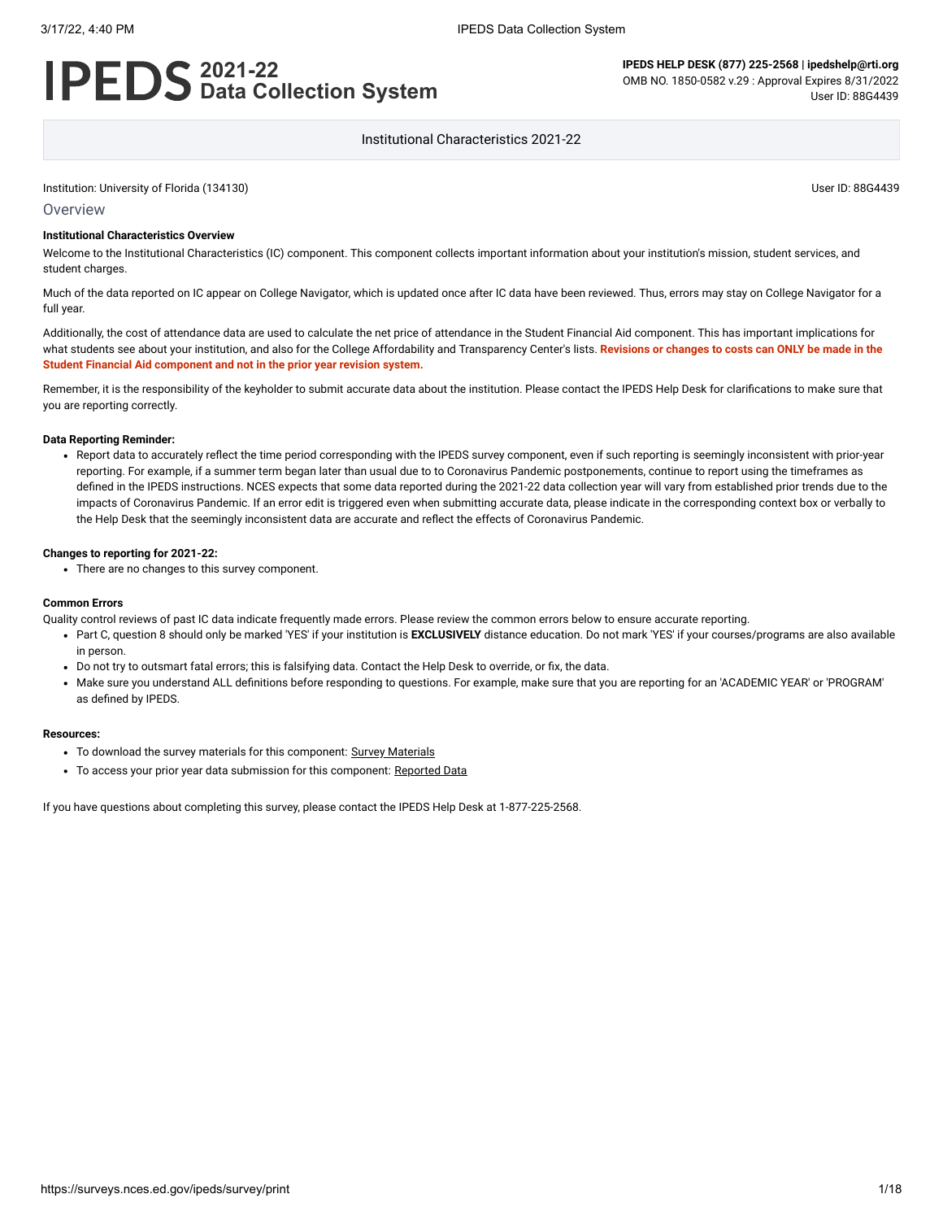# IPEDS 2021-22 Data Collection System

**IPEDS HELP DESK (877) 225-2568 | ipedshelp@rti.org**
OMB NO. 1850-0582 v.29 : Approval Expires 8/31/2022
User ID: 88G4439

Institutional Characteristics 2021-22

Institution: University of Florida (134130)

User ID: 88G4439

## Overview

**Institutional Characteristics Overview**

Welcome to the Institutional Characteristics (IC) component. This component collects important information about your institution's mission, student services, and student charges.

Much of the data reported on IC appear on College Navigator, which is updated once after IC data have been reviewed. Thus, errors may stay on College Navigator for a full year.

Additionally, the cost of attendance data are used to calculate the net price of attendance in the Student Financial Aid component. This has important implications for what students see about your institution, and also for the College Affordability and Transparency Center's lists. **Revisions or changes to costs can ONLY be made in the Student Financial Aid component and not in the prior year revision system.**

Remember, it is the responsibility of the keyholder to submit accurate data about the institution. Please contact the IPEDS Help Desk for clarifications to make sure that you are reporting correctly.

**Data Reporting Reminder:**

- Report data to accurately reflect the time period corresponding with the IPEDS survey component, even if such reporting is seemingly inconsistent with prior-year reporting. For example, if a summer term began later than usual due to to Coronavirus Pandemic postponements, continue to report using the timeframes as defined in the IPEDS instructions. NCES expects that some data reported during the 2021-22 data collection year will vary from established prior trends due to the impacts of Coronavirus Pandemic. If an error edit is triggered even when submitting accurate data, please indicate in the corresponding context box or verbally to the Help Desk that the seemingly inconsistent data are accurate and reflect the effects of Coronavirus Pandemic.

**Changes to reporting for 2021-22:**

- There are no changes to this survey component.

**Common Errors**

Quality control reviews of past IC data indicate frequently made errors. Please review the common errors below to ensure accurate reporting.

- Part C, question 8 should only be marked 'YES' if your institution is **EXCLUSIVELY** distance education. Do not mark 'YES' if your courses/programs are also available in person.
- Do not try to outsmart fatal errors; this is falsifying data. Contact the Help Desk to override, or fix, the data.
- Make sure you understand ALL definitions before responding to questions. For example, make sure that you are reporting for an 'ACADEMIC YEAR' or 'PROGRAM' as defined by IPEDS.

**Resources:**

- To download the survey materials for this component: Survey Materials
- To access your prior year data submission for this component: Reported Data

If you have questions about completing this survey, please contact the IPEDS Help Desk at 1-877-225-2568.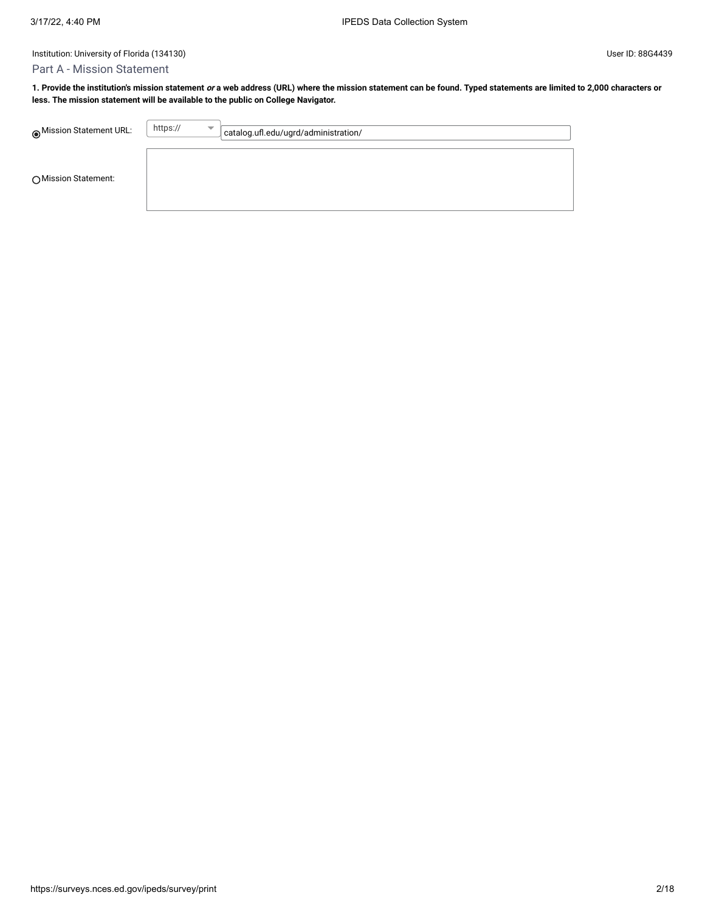Institution: University of Florida (134130)

User ID: 88G4439

## Part A - Mission Statement

**1. Provide the institution's mission statement *or* a web address (URL) where the mission statement can be found. Typed statements are limited to 2,000 characters or less. The mission statement will be available to the public on College Navigator.**

- (●) Mission Statement URL: https:// catalog.ufl.edu/ugrd/administration/
- ( ) Mission Statement: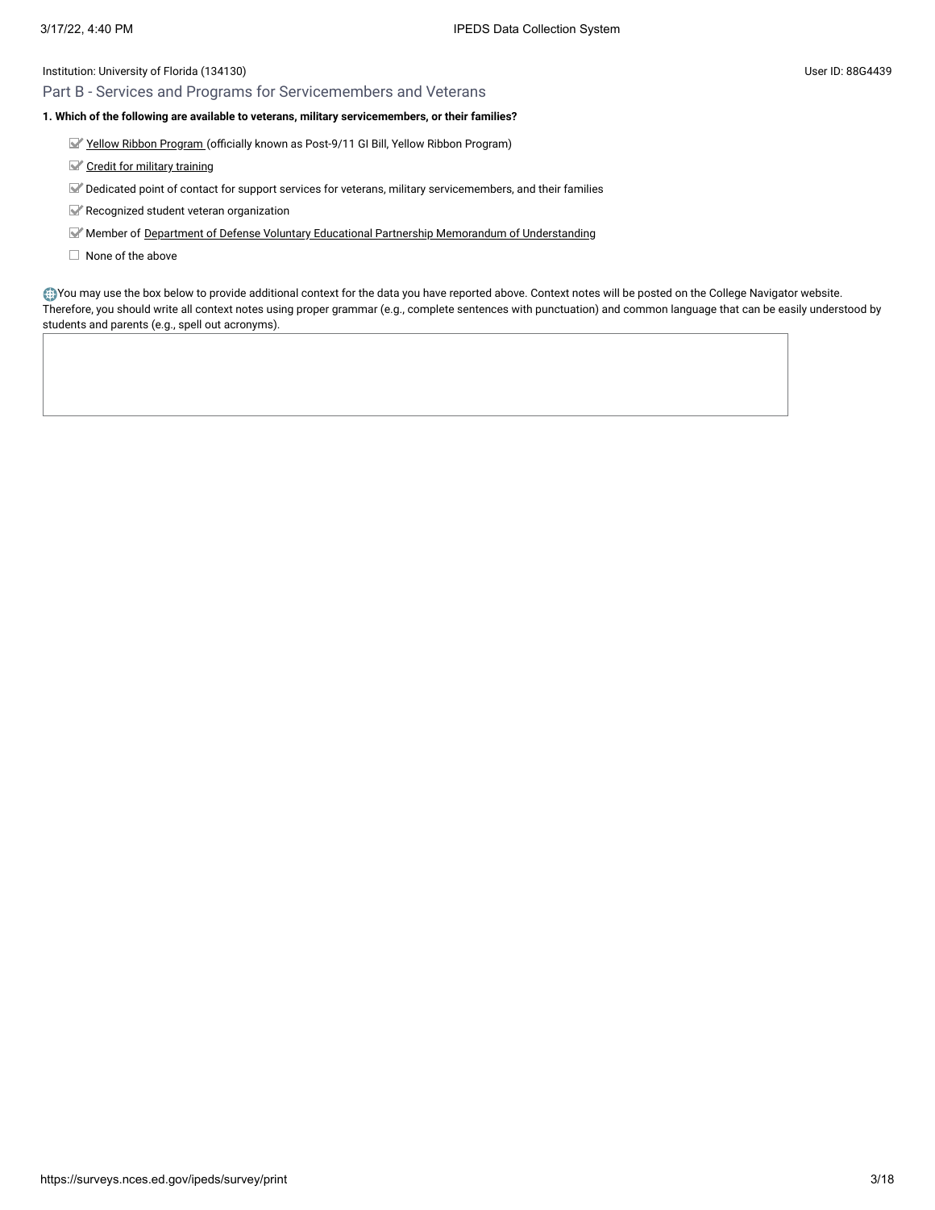Institution: University of Florida (134130)

User ID: 88G4439

## Part B - Services and Programs for Servicemembers and Veterans

**1. Which of the following are available to veterans, military servicemembers, or their families?**

- [x] Yellow Ribbon Program (officially known as Post-9/11 GI Bill, Yellow Ribbon Program)
- [x] Credit for military training
- [x] Dedicated point of contact for support services for veterans, military servicemembers, and their families
- [x] Recognized student veteran organization
- [x] Member of Department of Defense Voluntary Educational Partnership Memorandum of Understanding
- [ ] None of the above

You may use the box below to provide additional context for the data you have reported above. Context notes will be posted on the College Navigator website. Therefore, you should write all context notes using proper grammar (e.g., complete sentences with punctuation) and common language that can be easily understood by students and parents (e.g., spell out acronyms).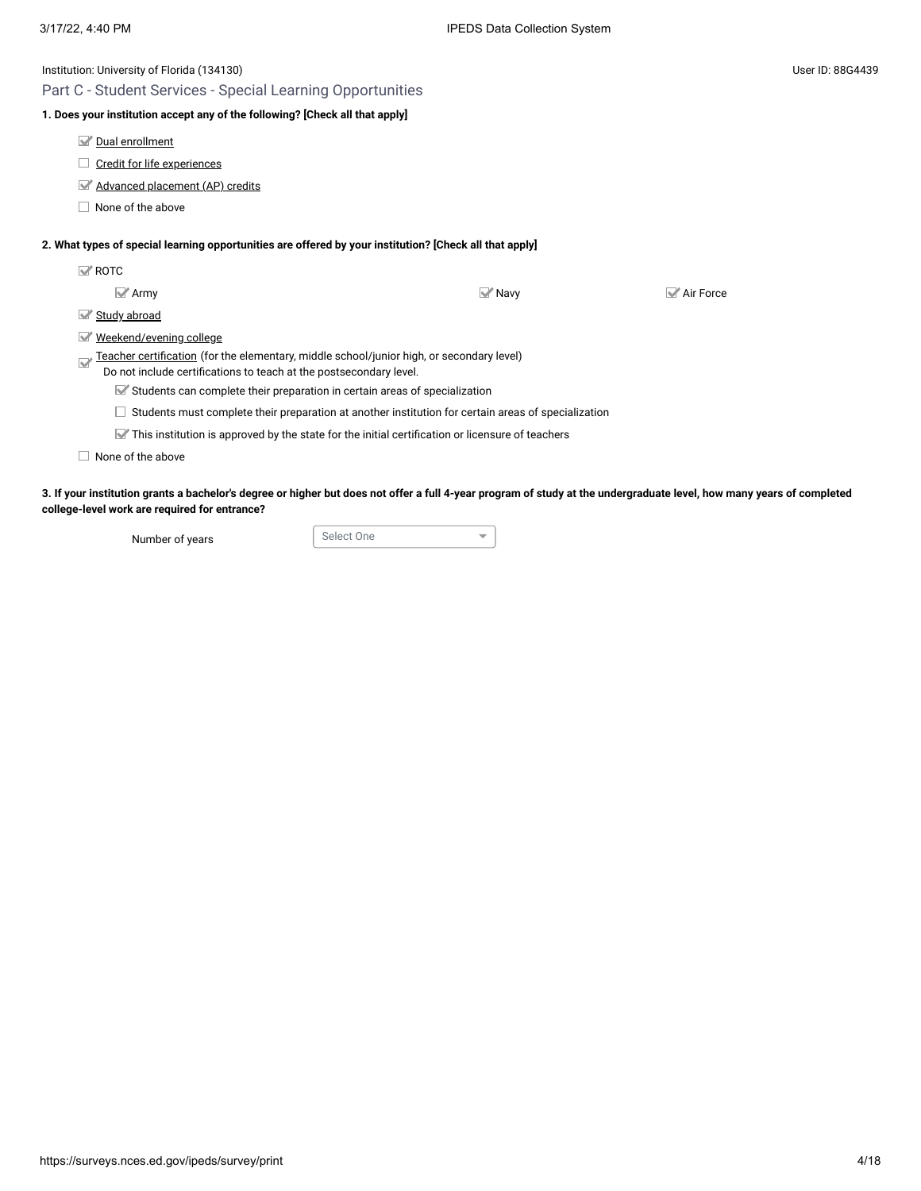Institution: University of Florida (134130)

User ID: 88G4439

## Part C - Student Services - Special Learning Opportunities

**1. Does your institution accept any of the following? [Check all that apply]**

- [x] Dual enrollment
- [ ] Credit for life experiences
- [x] Advanced placement (AP) credits
- [ ] None of the above

**2. What types of special learning opportunities are offered by your institution? [Check all that apply]**

- [x] ROTC
  - [x] Army
  - [x] Navy
  - [x] Air Force
- [x] Study abroad
- [x] Weekend/evening college
- [x] Teacher certification (for the elementary, middle school/junior high, or secondary level) Do not include certifications to teach at the postsecondary level.
  - [x] Students can complete their preparation in certain areas of specialization
  - [ ] Students must complete their preparation at another institution for certain areas of specialization
  - [x] This institution is approved by the state for the initial certification or licensure of teachers
- [ ] None of the above

**3. If your institution grants a bachelor's degree or higher but does not offer a full 4-year program of study at the undergraduate level, how many years of completed college-level work are required for entrance?**

Number of years: Select One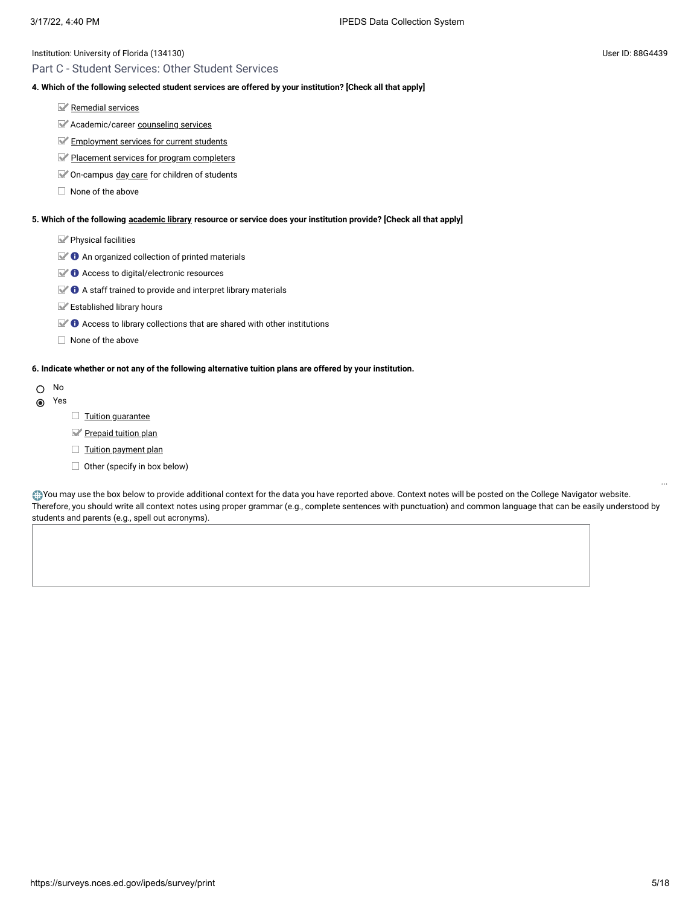Institution: University of Florida (134130)

User ID: 88G4439

## Part C - Student Services: Other Student Services

**4. Which of the following selected student services are offered by your institution? [Check all that apply]**

- [x] Remedial services
- [x] Academic/career counseling services
- [x] Employment services for current students
- [x] Placement services for program completers
- [x] On-campus day care for children of students
- [ ] None of the above

**5. Which of the following academic library resource or service does your institution provide? [Check all that apply]**

- [x] Physical facilities
- [x] An organized collection of printed materials
- [x] Access to digital/electronic resources
- [x] A staff trained to provide and interpret library materials
- [x] Established library hours
- [x] Access to library collections that are shared with other institutions
- [ ] None of the above

**6. Indicate whether or not any of the following alternative tuition plans are offered by your institution.**

- ( ) No
- (•) Yes
  - [ ] Tuition guarantee
  - [x] Prepaid tuition plan
  - [ ] Tuition payment plan
  - [ ] Other (specify in box below)

You may use the box below to provide additional context for the data you have reported above. Context notes will be posted on the College Navigator website. Therefore, you should write all context notes using proper grammar (e.g., complete sentences with punctuation) and common language that can be easily understood by students and parents (e.g., spell out acronyms).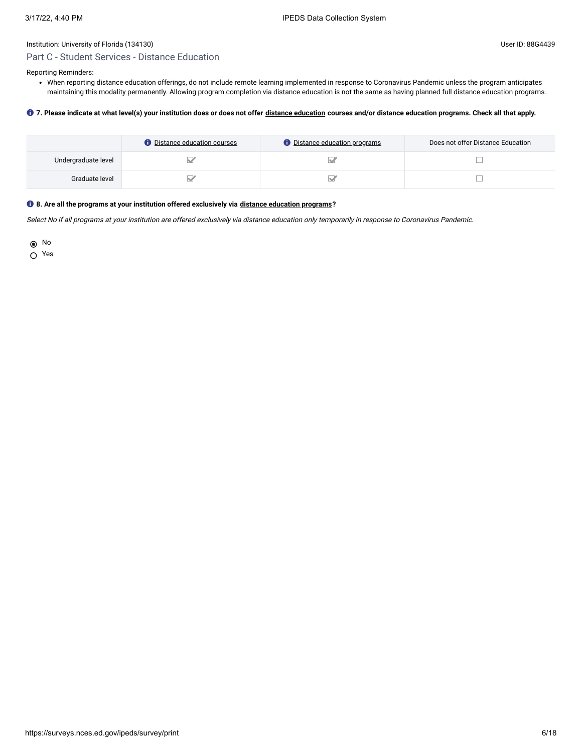Institution: University of Florida (134130)

User ID: 88G4439

## Part C - Student Services - Distance Education

Reporting Reminders:

- When reporting distance education offerings, do not include remote learning implemented in response to Coronavirus Pandemic unless the program anticipates maintaining this modality permanently. Allowing program completion via distance education is not the same as having planned full distance education programs.

**7. Please indicate at what level(s) your institution does or does not offer distance education courses and/or distance education programs. Check all that apply.**

| | Distance education courses | Distance education programs | Does not offer Distance Education |
|---|---|---|---|
| Undergraduate level | ☑ | ☑ | ☐ |
| Graduate level | ☑ | ☑ | ☐ |

**8. Are all the programs at your institution offered exclusively via distance education programs?**

*Select No if all programs at your institution are offered exclusively via distance education only temporarily in response to Coronavirus Pandemic.*

- (●) No
- ( ) Yes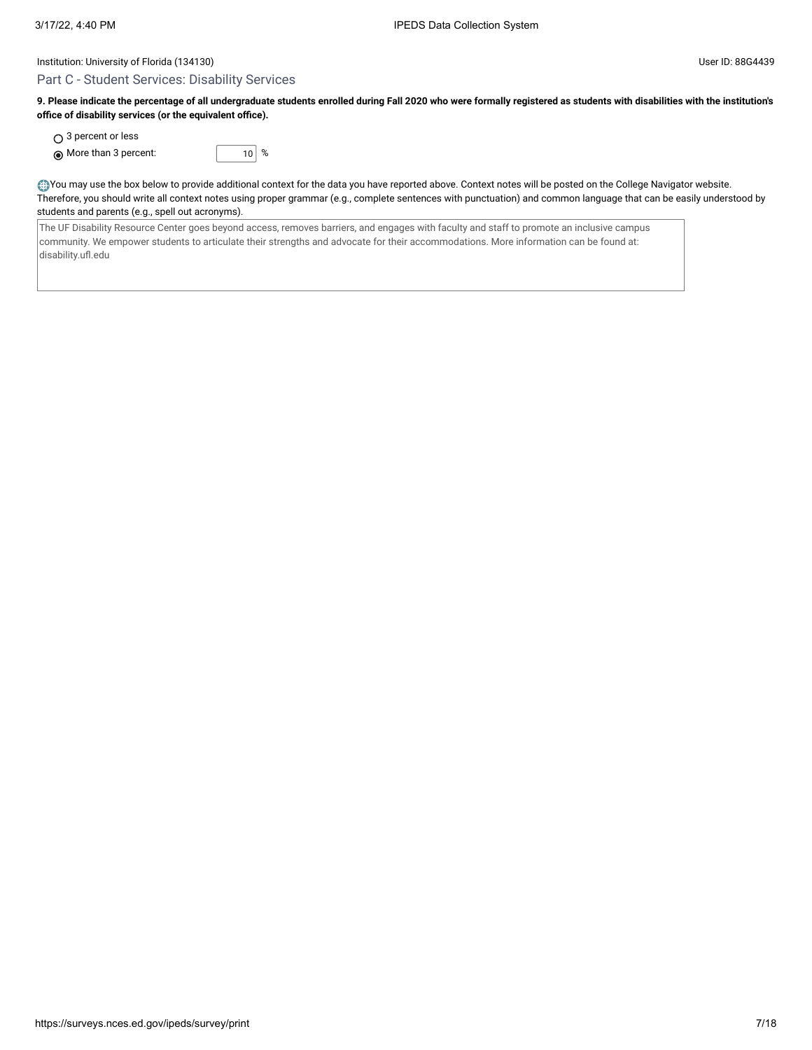Institution: University of Florida (134130)

User ID: 88G4439

## Part C - Student Services: Disability Services

**9. Please indicate the percentage of all undergraduate students enrolled during Fall 2020 who were formally registered as students with disabilities with the institution's office of disability services (or the equivalent office).**

- ○ 3 percent or less
- ◉ More than 3 percent: 10 %

You may use the box below to provide additional context for the data you have reported above. Context notes will be posted on the College Navigator website. Therefore, you should write all context notes using proper grammar (e.g., complete sentences with punctuation) and common language that can be easily understood by students and parents (e.g., spell out acronyms).

> The UF Disability Resource Center goes beyond access, removes barriers, and engages with faculty and staff to promote an inclusive campus community. We empower students to articulate their strengths and advocate for their accommodations. More information can be found at: disability.ufl.edu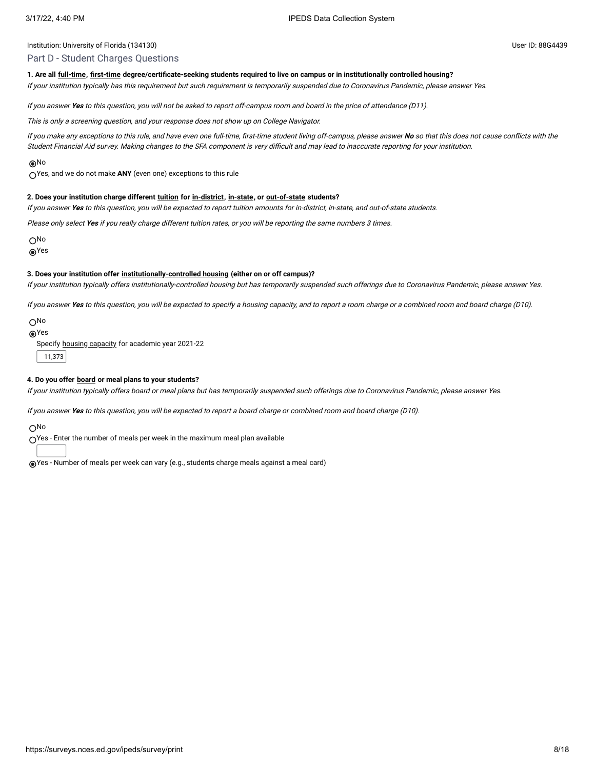Institution: University of Florida (134130) User ID: 88G4439

## Part D - Student Charges Questions

**1. Are all full-time, first-time degree/certificate-seeking students required to live on campus or in institutionally controlled housing?**

*If your institution typically has this requirement but such requirement is temporarily suspended due to Coronavirus Pandemic, please answer Yes.*

*If you answer **Yes** to this question, you will not be asked to report off-campus room and board in the price of attendance (D11).*

*This is only a screening question, and your response does not show up on College Navigator.*

*If you make any exceptions to this rule, and have even one full-time, first-time student living off-campus, please answer **No** so that this does not cause conflicts with the Student Financial Aid survey. Making changes to the SFA component is very difficult and may lead to inaccurate reporting for your institution.*

- (●) No
- ( ) Yes, and we do not make **ANY** (even one) exceptions to this rule

**2. Does your institution charge different tuition for in-district, in-state, or out-of-state students?**

*If you answer **Yes** to this question, you will be expected to report tuition amounts for in-district, in-state, and out-of-state students.*

*Please only select **Yes** if you really charge different tuition rates, or you will be reporting the same numbers 3 times.*

- ( ) No
- (●) Yes

**3. Does your institution offer institutionally-controlled housing (either on or off campus)?**

*If your institution typically offers institutionally-controlled housing but has temporarily suspended such offerings due to Coronavirus Pandemic, please answer Yes.*

*If you answer **Yes** to this question, you will be expected to specify a housing capacity, and to report a room charge or a combined room and board charge (D10).*

- ( ) No
- (●) Yes

  Specify housing capacity for academic year 2021-22

  11,373

**4. Do you offer board or meal plans to your students?**

*If your institution typically offers board or meal plans but has temporarily suspended such offerings due to Coronavirus Pandemic, please answer Yes.*

*If you answer **Yes** to this question, you will be expected to report a board charge or combined room and board charge (D10).*

- ( ) No
- ( ) Yes - Enter the number of meals per week in the maximum meal plan available
- (●) Yes - Number of meals per week can vary (e.g., students charge meals against a meal card)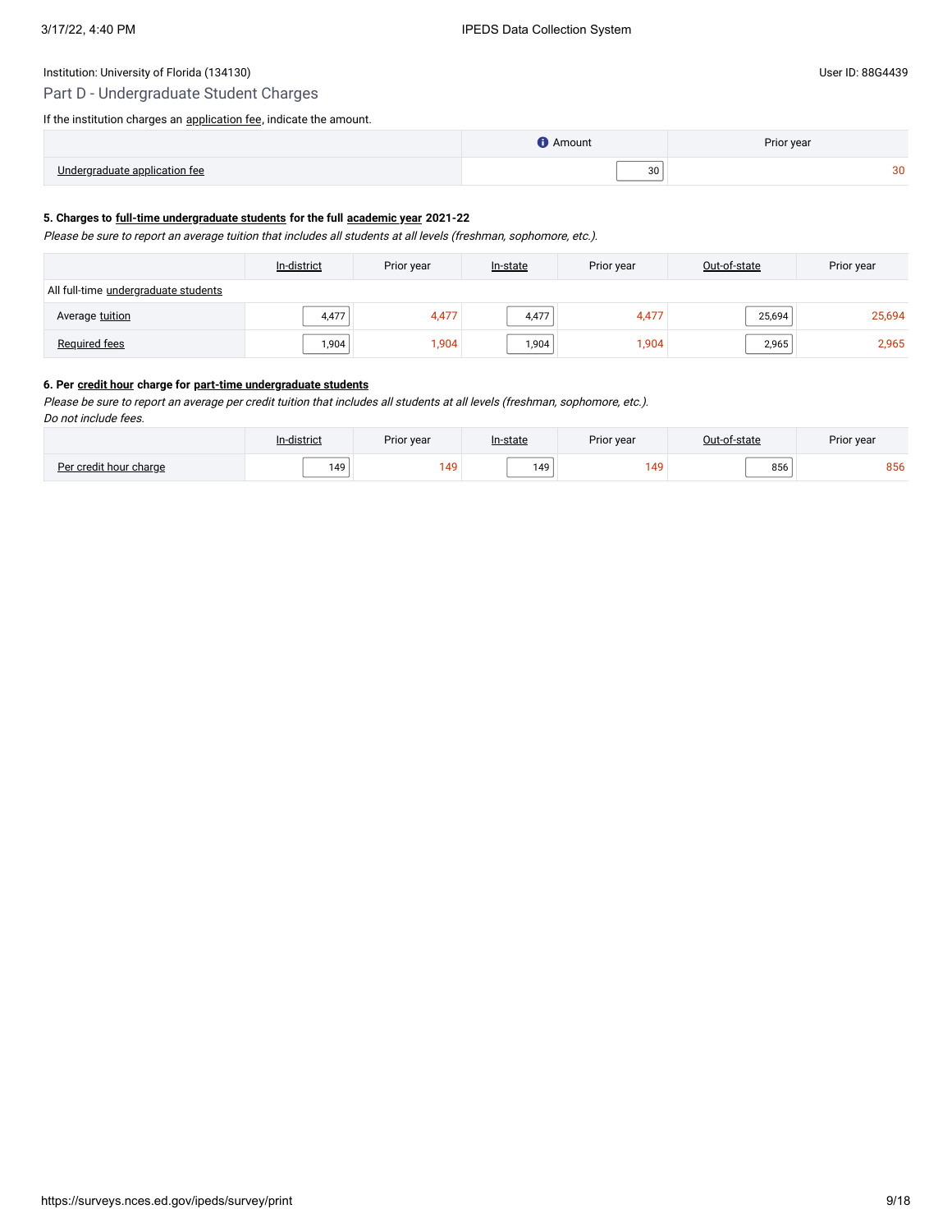Institution: University of Florida (134130)

User ID: 88G4439

## Part D - Undergraduate Student Charges

If the institution charges an application fee, indicate the amount.

| | Amount | Prior year |
|---|---|---|
| Undergraduate application fee | 30 | 30 |

**5. Charges to full-time undergraduate students for the full academic year 2021-22**

*Please be sure to report an average tuition that includes all students at all levels (freshman, sophomore, etc.).*

| | In-district | Prior year | In-state | Prior year | Out-of-state | Prior year |
|---|---|---|---|---|---|---|
| All full-time undergraduate students | | | | | | |
| Average tuition | 4,477 | 4,477 | 4,477 | 4,477 | 25,694 | 25,694 |
| Required fees | 1,904 | 1,904 | 1,904 | 1,904 | 2,965 | 2,965 |

**6. Per credit hour charge for part-time undergraduate students**

*Please be sure to report an average per credit tuition that includes all students at all levels (freshman, sophomore, etc.).*
*Do not include fees.*

| | In-district | Prior year | In-state | Prior year | Out-of-state | Prior year |
|---|---|---|---|---|---|---|
| Per credit hour charge | 149 | 149 | 149 | 149 | 856 | 856 |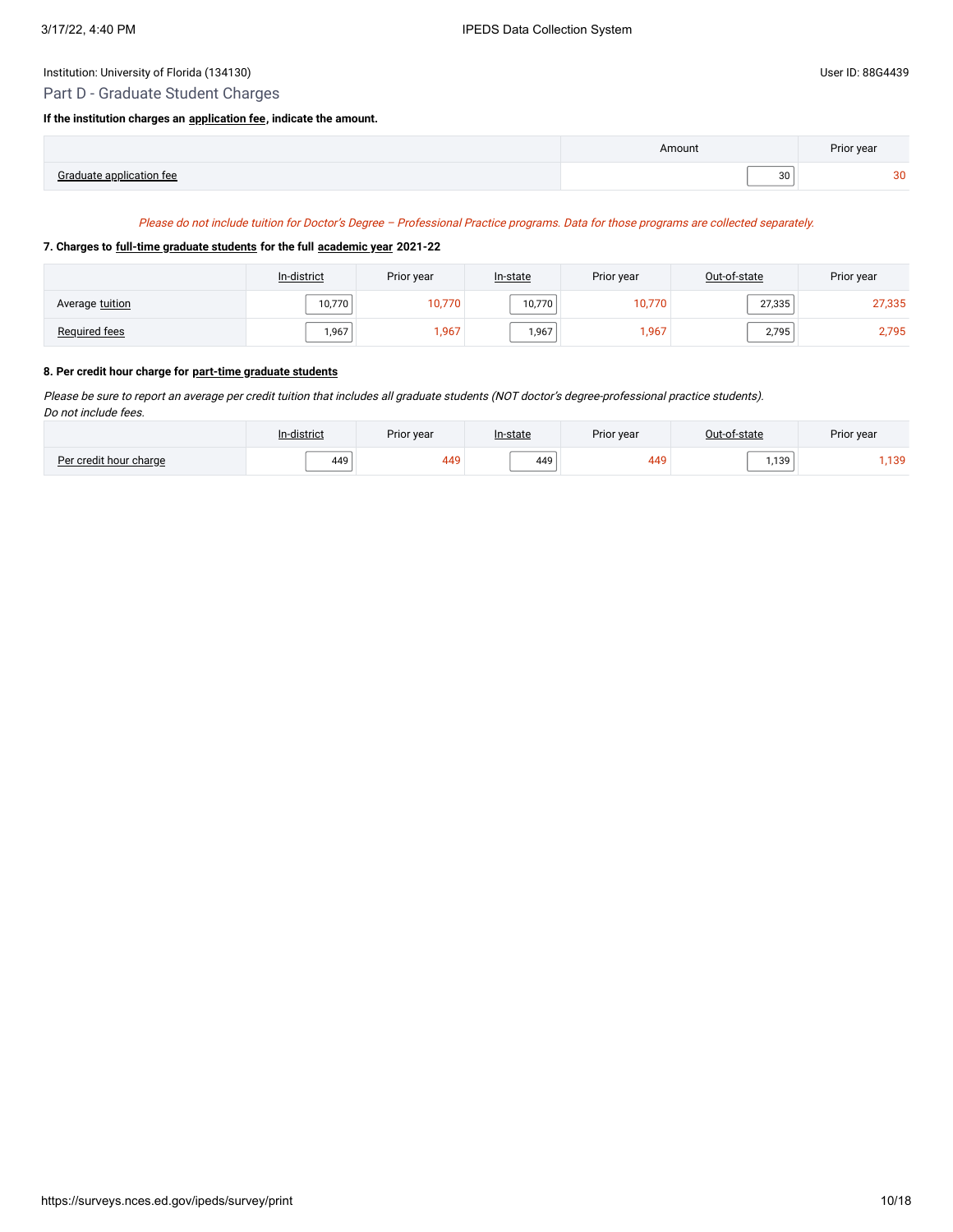Institution: University of Florida (134130)

User ID: 88G4439

## Part D - Graduate Student Charges

**If the institution charges an application fee, indicate the amount.**

| | Amount | Prior year |
|---|---|---|
| Graduate application fee | 30 | 30 |

*Please do not include tuition for Doctor's Degree – Professional Practice programs. Data for those programs are collected separately.*

**7. Charges to full-time graduate students for the full academic year 2021-22**

| | In-district | Prior year | In-state | Prior year | Out-of-state | Prior year |
|---|---|---|---|---|---|---|
| Average tuition | 10,770 | 10,770 | 10,770 | 10,770 | 27,335 | 27,335 |
| Required fees | 1,967 | 1,967 | 1,967 | 1,967 | 2,795 | 2,795 |

**8. Per credit hour charge for part-time graduate students**

*Please be sure to report an average per credit tuition that includes all graduate students (NOT doctor's degree-professional practice students). Do not include fees.*

| | In-district | Prior year | In-state | Prior year | Out-of-state | Prior year |
|---|---|---|---|---|---|---|
| Per credit hour charge | 449 | 449 | 449 | 449 | 1,139 | 1,139 |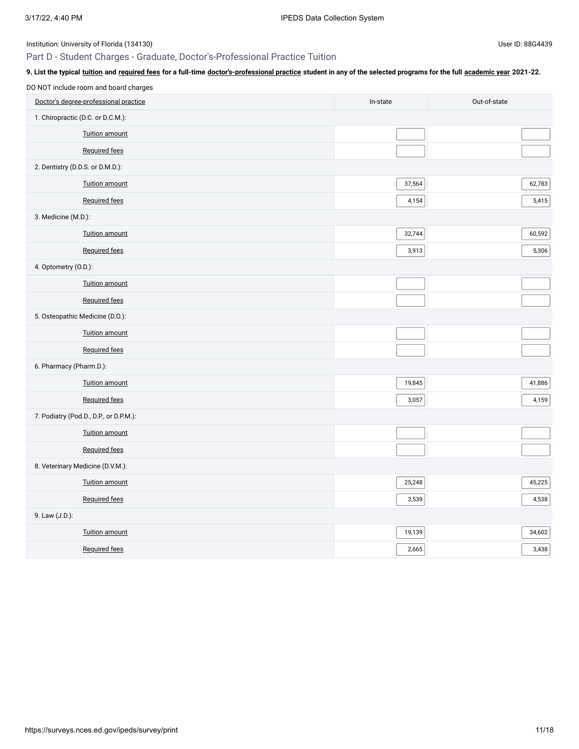Institution: University of Florida (134130)

User ID: 88G4439

## Part D - Student Charges - Graduate, Doctor's-Professional Practice Tuition

**9. List the typical tuition and required fees for a full-time doctor's-professional practice student in any of the selected programs for the full academic year 2021-22.**

DO NOT include room and board charges

| Doctor's degree-professional practice | In-state | Out-of-state |
|---|---|---|
| 1. Chiropractic (D.C. or D.C.M.): | | |
| Tuition amount | | |
| Required fees | | |
| 2. Dentistry (D.D.S. or D.M.D.): | | |
| Tuition amount | 37,564 | 62,783 |
| Required fees | 4,154 | 5,415 |
| 3. Medicine (M.D.): | | |
| Tuition amount | 32,744 | 60,592 |
| Required fees | 3,913 | 5,306 |
| 4. Optometry (O.D.): | | |
| Tuition amount | | |
| Required fees | | |
| 5. Osteopathic Medicine (D.O.): | | |
| Tuition amount | | |
| Required fees | | |
| 6. Pharmacy (Pharm.D.): | | |
| Tuition amount | 19,845 | 41,886 |
| Required fees | 3,057 | 4,159 |
| 7. Podiatry (Pod.D., D.P., or D.P.M.): | | |
| Tuition amount | | |
| Required fees | | |
| 8. Veterinary Medicine (D.V.M.): | | |
| Tuition amount | 25,248 | 45,225 |
| Required fees | 3,539 | 4,538 |
| 9. Law (J.D.): | | |
| Tuition amount | 19,139 | 34,602 |
| Required fees | 2,665 | 3,438 |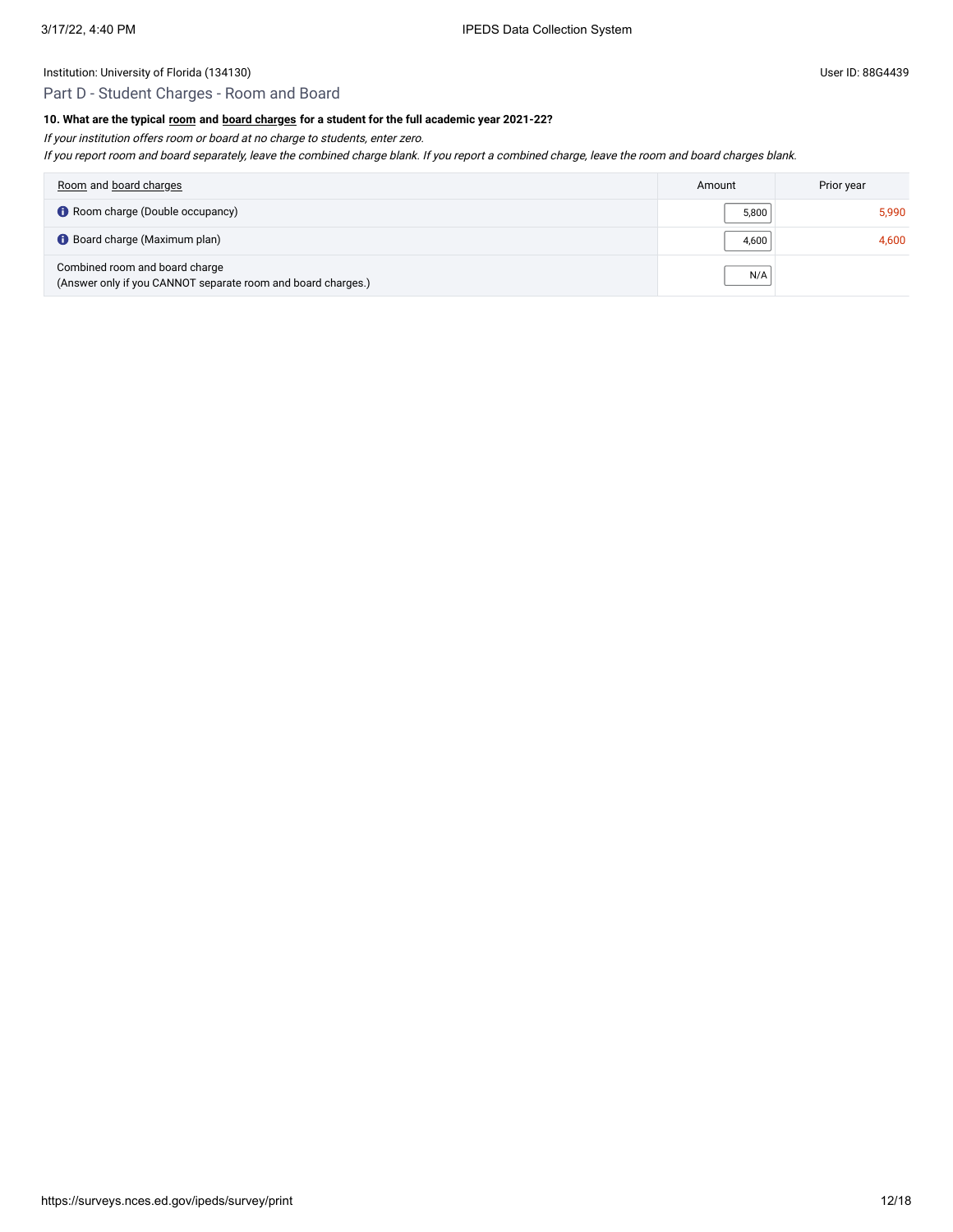Institution: University of Florida (134130)

User ID: 88G4439

## Part D - Student Charges - Room and Board

**10. What are the typical room and board charges for a student for the full academic year 2021-22?**

*If your institution offers room or board at no charge to students, enter zero.*

*If you report room and board separately, leave the combined charge blank. If you report a combined charge, leave the room and board charges blank.*

| Room and board charges | Amount | Prior year |
|---|---|---|
| Room charge (Double occupancy) | 5,800 | 5,990 |
| Board charge (Maximum plan) | 4,600 | 4,600 |
| Combined room and board charge (Answer only if you CANNOT separate room and board charges.) | N/A | |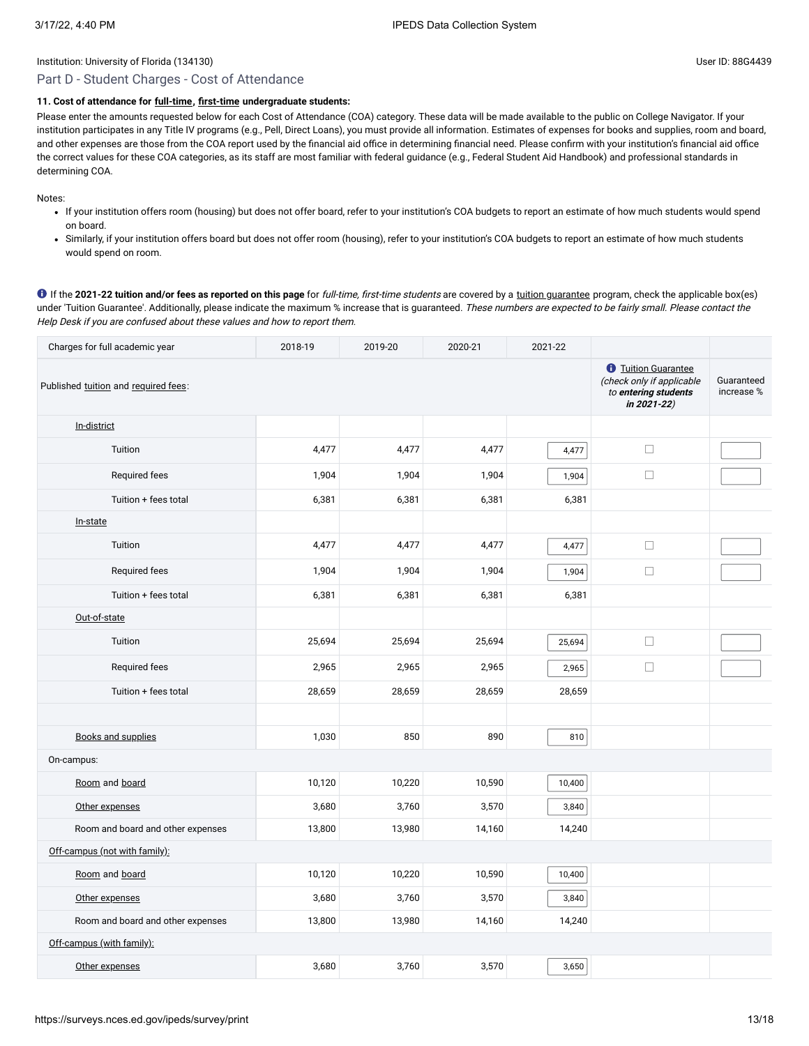Institution: University of Florida (134130)

User ID: 88G4439

## Part D - Student Charges - Cost of Attendance

**11. Cost of attendance for full-time, first-time undergraduate students:**

Please enter the amounts requested below for each Cost of Attendance (COA) category. These data will be made available to the public on College Navigator. If your institution participates in any Title IV programs (e.g., Pell, Direct Loans), you must provide all information. Estimates of expenses for books and supplies, room and board, and other expenses are those from the COA report used by the financial aid office in determining financial need. Please confirm with your institution's financial aid office the correct values for these COA categories, as its staff are most familiar with federal guidance (e.g., Federal Student Aid Handbook) and professional standards in determining COA.

Notes:

- If your institution offers room (housing) but does not offer board, refer to your institution's COA budgets to report an estimate of how much students would spend on board.
- Similarly, if your institution offers board but does not offer room (housing), refer to your institution's COA budgets to report an estimate of how much students would spend on room.

If the **2021-22 tuition and/or fees as reported on this page** for *full-time, first-time students* are covered by a tuition guarantee program, check the applicable box(es) under 'Tuition Guarantee'. Additionally, please indicate the maximum % increase that is guaranteed. *These numbers are expected to be fairly small. Please contact the Help Desk if you are confused about these values and how to report them.*

| Charges for full academic year | 2018-19 | 2019-20 | 2020-21 | 2021-22 | | |
|---|---|---|---|---|---|---|
| Published tuition and required fees: | | | | | Tuition Guarantee (*check only if applicable to **entering students in 2021-22***) | Guaranteed increase % |
| In-district | | | | | | |
| Tuition | 4,477 | 4,477 | 4,477 | 4,477 | ☐ | |
| Required fees | 1,904 | 1,904 | 1,904 | 1,904 | ☐ | |
| Tuition + fees total | 6,381 | 6,381 | 6,381 | 6,381 | | |
| In-state | | | | | | |
| Tuition | 4,477 | 4,477 | 4,477 | 4,477 | ☐ | |
| Required fees | 1,904 | 1,904 | 1,904 | 1,904 | ☐ | |
| Tuition + fees total | 6,381 | 6,381 | 6,381 | 6,381 | | |
| Out-of-state | | | | | | |
| Tuition | 25,694 | 25,694 | 25,694 | 25,694 | ☐ | |
| Required fees | 2,965 | 2,965 | 2,965 | 2,965 | ☐ | |
| Tuition + fees total | 28,659 | 28,659 | 28,659 | 28,659 | | |
| | | | | | | |
| Books and supplies | 1,030 | 850 | 890 | 810 | | |
| On-campus: | | | | | | |
| Room and board | 10,120 | 10,220 | 10,590 | 10,400 | | |
| Other expenses | 3,680 | 3,760 | 3,570 | 3,840 | | |
| Room and board and other expenses | 13,800 | 13,980 | 14,160 | 14,240 | | |
| Off-campus (not with family): | | | | | | |
| Room and board | 10,120 | 10,220 | 10,590 | 10,400 | | |
| Other expenses | 3,680 | 3,760 | 3,570 | 3,840 | | |
| Room and board and other expenses | 13,800 | 13,980 | 14,160 | 14,240 | | |
| Off-campus (with family): | | | | | | |
| Other expenses | 3,680 | 3,760 | 3,570 | 3,650 | | |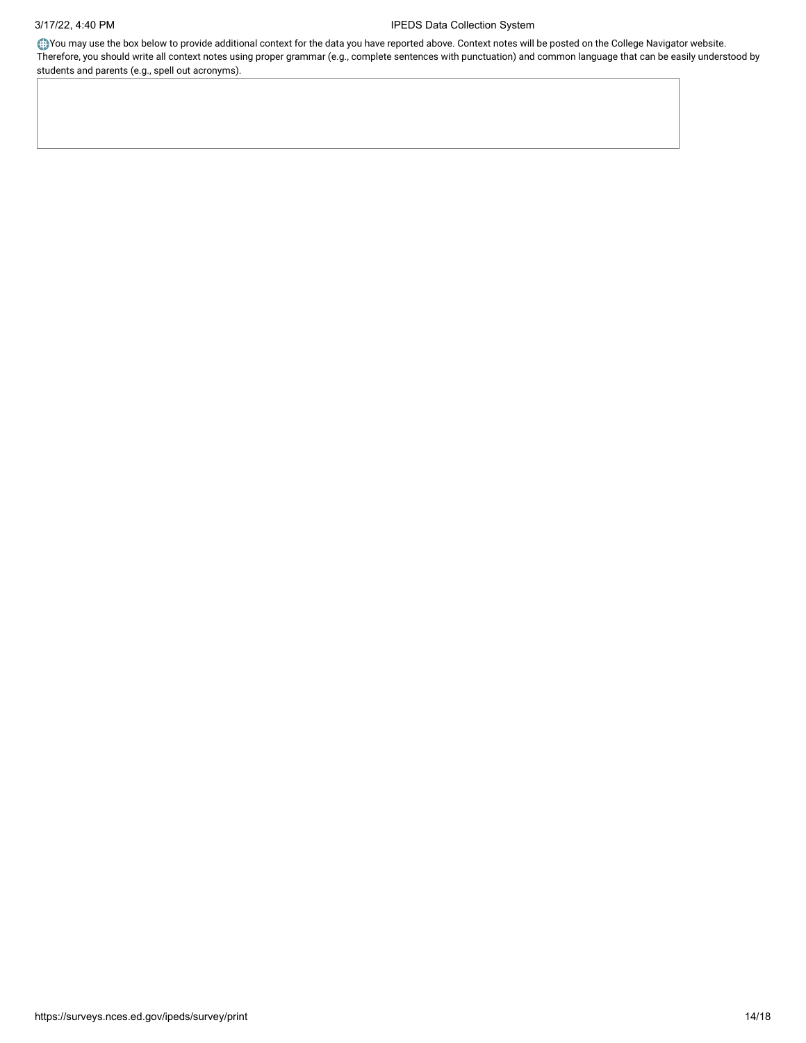You may use the box below to provide additional context for the data you have reported above. Context notes will be posted on the College Navigator website. Therefore, you should write all context notes using proper grammar (e.g., complete sentences with punctuation) and common language that can be easily understood by students and parents (e.g., spell out acronyms).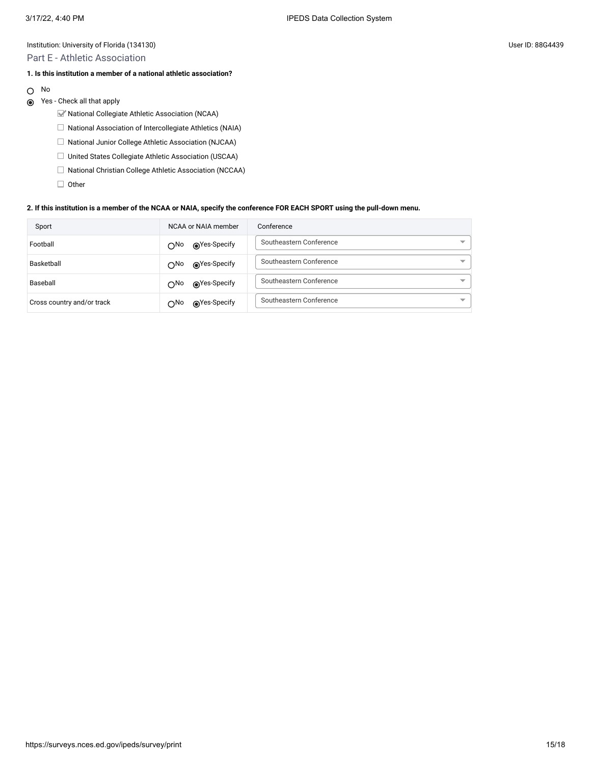Institution: University of Florida (134130)

User ID: 88G4439

## Part E - Athletic Association

**1. Is this institution a member of a national athletic association?**

- ○ No
- ◉ Yes - Check all that apply
  - ☑ National Collegiate Athletic Association (NCAA)
  - ☐ National Association of Intercollegiate Athletics (NAIA)
  - ☐ National Junior College Athletic Association (NJCAA)
  - ☐ United States Collegiate Athletic Association (USCAA)
  - ☐ National Christian College Athletic Association (NCCAA)
  - ☐ Other

**2. If this institution is a member of the NCAA or NAIA, specify the conference FOR EACH SPORT using the pull-down menu.**

| Sport | NCAA or NAIA member | Conference |
|---|---|---|
| Football | ○No ◉Yes-Specify | Southeastern Conference |
| Basketball | ○No ◉Yes-Specify | Southeastern Conference |
| Baseball | ○No ◉Yes-Specify | Southeastern Conference |
| Cross country and/or track | ○No ◉Yes-Specify | Southeastern Conference |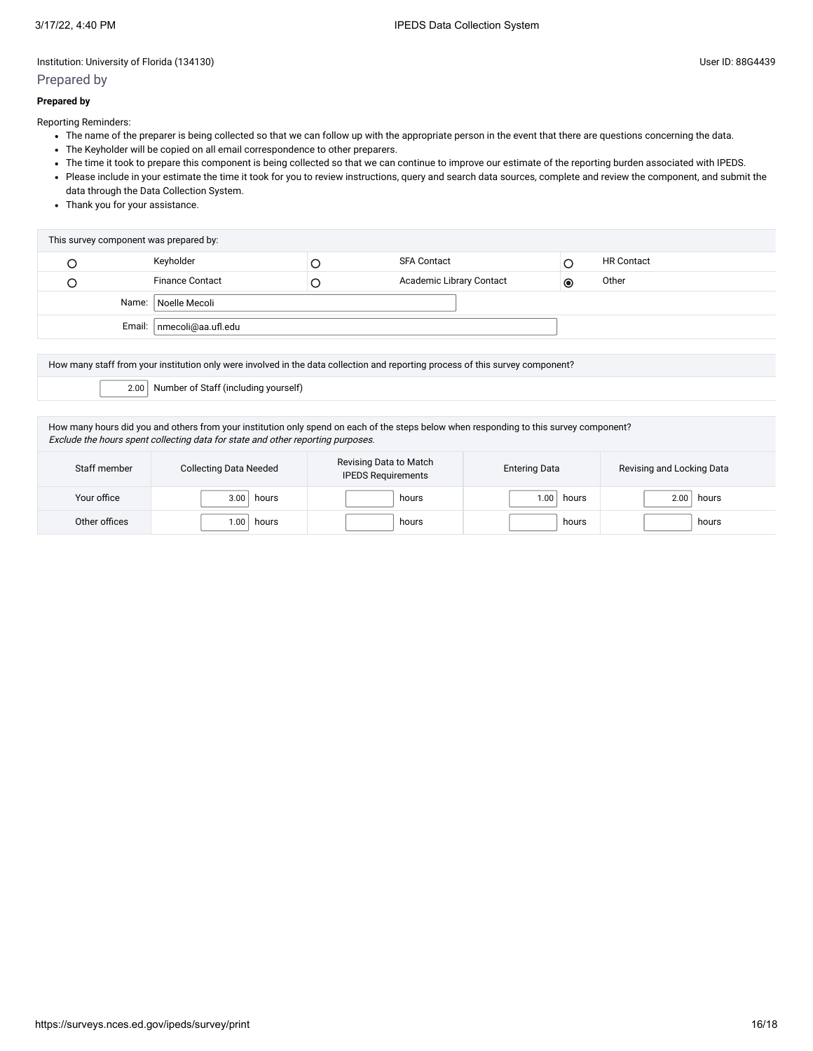Institution: University of Florida (134130)

User ID: 88G4439

## Prepared by

**Prepared by**

Reporting Reminders:

- The name of the preparer is being collected so that we can follow up with the appropriate person in the event that there are questions concerning the data.
- The Keyholder will be copied on all email correspondence to other preparers.
- The time it took to prepare this component is being collected so that we can continue to improve our estimate of the reporting burden associated with IPEDS.
- Please include in your estimate the time it took for you to review instructions, query and search data sources, complete and review the component, and submit the data through the Data Collection System.
- Thank you for your assistance.

| This survey component was prepared by: | | | | | |
|---|---|---|---|---|---|
| ○ | Keyholder | ○ | SFA Contact | ○ | HR Contact |
| ○ | Finance Contact | ○ | Academic Library Contact | ◉ | Other |
| Name: | Noelle Mecoli | | | | |
| Email: | nmecoli@aa.ufl.edu | | | | |

How many staff from your institution only were involved in the data collection and reporting process of this survey component?

2.00 Number of Staff (including yourself)

How many hours did you and others from your institution only spend on each of the steps below when responding to this survey component?
*Exclude the hours spent collecting data for state and other reporting purposes.*

| Staff member | Collecting Data Needed | Revising Data to Match IPEDS Requirements | Entering Data | Revising and Locking Data |
|---|---|---|---|---|
| Your office | 3.00 hours | hours | 1.00 hours | 2.00 hours |
| Other offices | 1.00 hours | hours | hours | hours |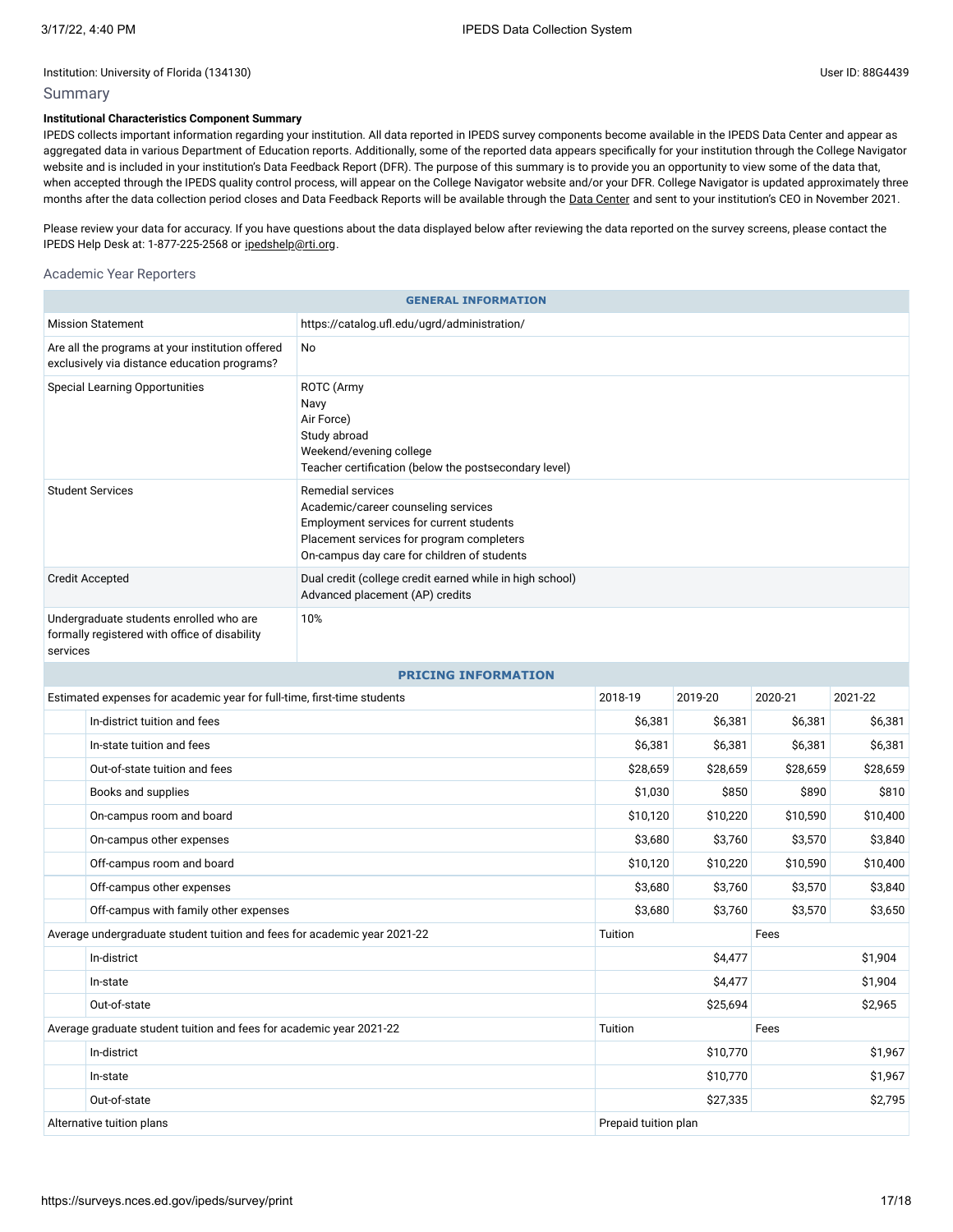Institution: University of Florida (134130)

User ID: 88G4439

## Summary

**Institutional Characteristics Component Summary**

IPEDS collects important information regarding your institution. All data reported in IPEDS survey components become available in the IPEDS Data Center and appear as aggregated data in various Department of Education reports. Additionally, some of the reported data appears specifically for your institution through the College Navigator website and is included in your institution's Data Feedback Report (DFR). The purpose of this summary is to provide you an opportunity to view some of the data that, when accepted through the IPEDS quality control process, will appear on the College Navigator website and/or your DFR. College Navigator is updated approximately three months after the data collection period closes and Data Feedback Reports will be available through the Data Center and sent to your institution's CEO in November 2021.

Please review your data for accuracy. If you have questions about the data displayed below after reviewing the data reported on the survey screens, please contact the IPEDS Help Desk at: 1-877-225-2568 or ipedshelp@rti.org.

### Academic Year Reporters

| GENERAL INFORMATION | |
|---|---|
| Mission Statement | https://catalog.ufl.edu/ugrd/administration/ |
| Are all the programs at your institution offered exclusively via distance education programs? | No |
| Special Learning Opportunities | ROTC (Army<br>Navy<br>Air Force)<br>Study abroad<br>Weekend/evening college<br>Teacher certification (below the postsecondary level) |
| Student Services | Remedial services<br>Academic/career counseling services<br>Employment services for current students<br>Placement services for program completers<br>On-campus day care for children of students |
| Credit Accepted | Dual credit (college credit earned while in high school)<br>Advanced placement (AP) credits |
| Undergraduate students enrolled who are formally registered with office of disability services | 10% |

| PRICING INFORMATION | | | | |
|---|---|---|---|---|
| Estimated expenses for academic year for full-time, first-time students | 2018-19 | 2019-20 | 2020-21 | 2021-22 |
| In-district tuition and fees | $6,381 | $6,381 | $6,381 | $6,381 |
| In-state tuition and fees | $6,381 | $6,381 | $6,381 | $6,381 |
| Out-of-state tuition and fees | $28,659 | $28,659 | $28,659 | $28,659 |
| Books and supplies | $1,030 | $850 | $890 | $810 |
| On-campus room and board | $10,120 | $10,220 | $10,590 | $10,400 |
| On-campus other expenses | $3,680 | $3,760 | $3,570 | $3,840 |
| Off-campus room and board | $10,120 | $10,220 | $10,590 | $10,400 |
| Off-campus other expenses | $3,680 | $3,760 | $3,570 | $3,840 |
| Off-campus with family other expenses | $3,680 | $3,760 | $3,570 | $3,650 |

| Average undergraduate student tuition and fees for academic year 2021-22 | Tuition | Fees |
|---|---|---|
| In-district | $4,477 | $1,904 |
| In-state | $4,477 | $1,904 |
| Out-of-state | $25,694 | $2,965 |

| Average graduate student tuition and fees for academic year 2021-22 | Tuition | Fees |
|---|---|---|
| In-district | $10,770 | $1,967 |
| In-state | $10,770 | $1,967 |
| Out-of-state | $27,335 | $2,795 |

| Alternative tuition plans | Prepaid tuition plan |
|---|---|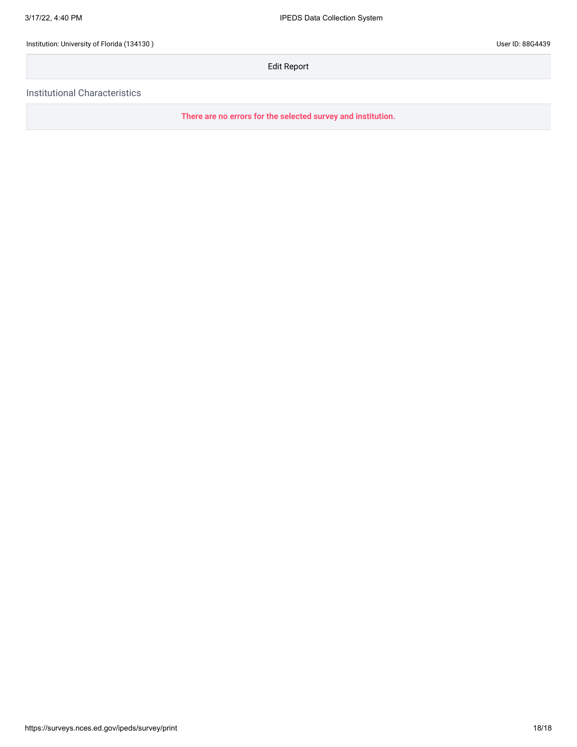Institution: University of Florida (134130 )

User ID: 88G4439

Edit Report

## Institutional Characteristics

**There are no errors for the selected survey and institution.**